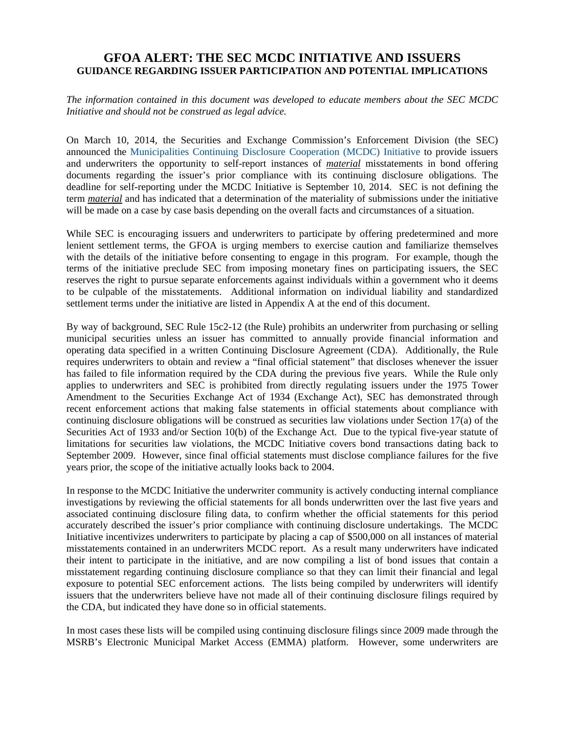# GFOA ALERT: THE SEC MCDC INITIATIVE AND ISSUERS

## GUIDANCE REGARDING ISSUER PARTICIPATION AND POTENTIAL IMPLICATIONS

*The information contained in this document was developed to educate members about the SEC MCDC Initiative and should not be construed as legal advice.*

On March 10, 2014, the Securities and Exchange Commission's Enforcement Division (the SEC) announced the Municipalities Continuing Disclosure Cooperation (MCDC) Initiative to provide issuers and underwriters the opportunity to self-report instances of ***material*** misstatements in bond offering documents regarding the issuer's prior compliance with its continuing disclosure obligations. The deadline for self-reporting under the MCDC Initiative is September 10, 2014. SEC is not defining the term ***material*** and has indicated that a determination of the materiality of submissions under the initiative will be made on a case by case basis depending on the overall facts and circumstances of a situation.

While SEC is encouraging issuers and underwriters to participate by offering predetermined and more lenient settlement terms, the GFOA is urging members to exercise caution and familiarize themselves with the details of the initiative before consenting to engage in this program. For example, though the terms of the initiative preclude SEC from imposing monetary fines on participating issuers, the SEC reserves the right to pursue separate enforcements against individuals within a government who it deems to be culpable of the misstatements. Additional information on individual liability and standardized settlement terms under the initiative are listed in Appendix A at the end of this document.

By way of background, SEC Rule 15c2-12 (the Rule) prohibits an underwriter from purchasing or selling municipal securities unless an issuer has committed to annually provide financial information and operating data specified in a written Continuing Disclosure Agreement (CDA). Additionally, the Rule requires underwriters to obtain and review a "final official statement" that discloses whenever the issuer has failed to file information required by the CDA during the previous five years. While the Rule only applies to underwriters and SEC is prohibited from directly regulating issuers under the 1975 Tower Amendment to the Securities Exchange Act of 1934 (Exchange Act), SEC has demonstrated through recent enforcement actions that making false statements in official statements about compliance with continuing disclosure obligations will be construed as securities law violations under Section 17(a) of the Securities Act of 1933 and/or Section 10(b) of the Exchange Act. Due to the typical five-year statute of limitations for securities law violations, the MCDC Initiative covers bond transactions dating back to September 2009. However, since final official statements must disclose compliance failures for the five years prior, the scope of the initiative actually looks back to 2004.

In response to the MCDC Initiative the underwriter community is actively conducting internal compliance investigations by reviewing the official statements for all bonds underwritten over the last five years and associated continuing disclosure filing data, to confirm whether the official statements for this period accurately described the issuer's prior compliance with continuing disclosure undertakings. The MCDC Initiative incentivizes underwriters to participate by placing a cap of $500,000 on all instances of material misstatements contained in an underwriters MCDC report. As a result many underwriters have indicated their intent to participate in the initiative, and are now compiling a list of bond issues that contain a misstatement regarding continuing disclosure compliance so that they can limit their financial and legal exposure to potential SEC enforcement actions. The lists being compiled by underwriters will identify issuers that the underwriters believe have not made all of their continuing disclosure filings required by the CDA, but indicated they have done so in official statements.

In most cases these lists will be compiled using continuing disclosure filings since 2009 made through the MSRB's Electronic Municipal Market Access (EMMA) platform. However, some underwriters are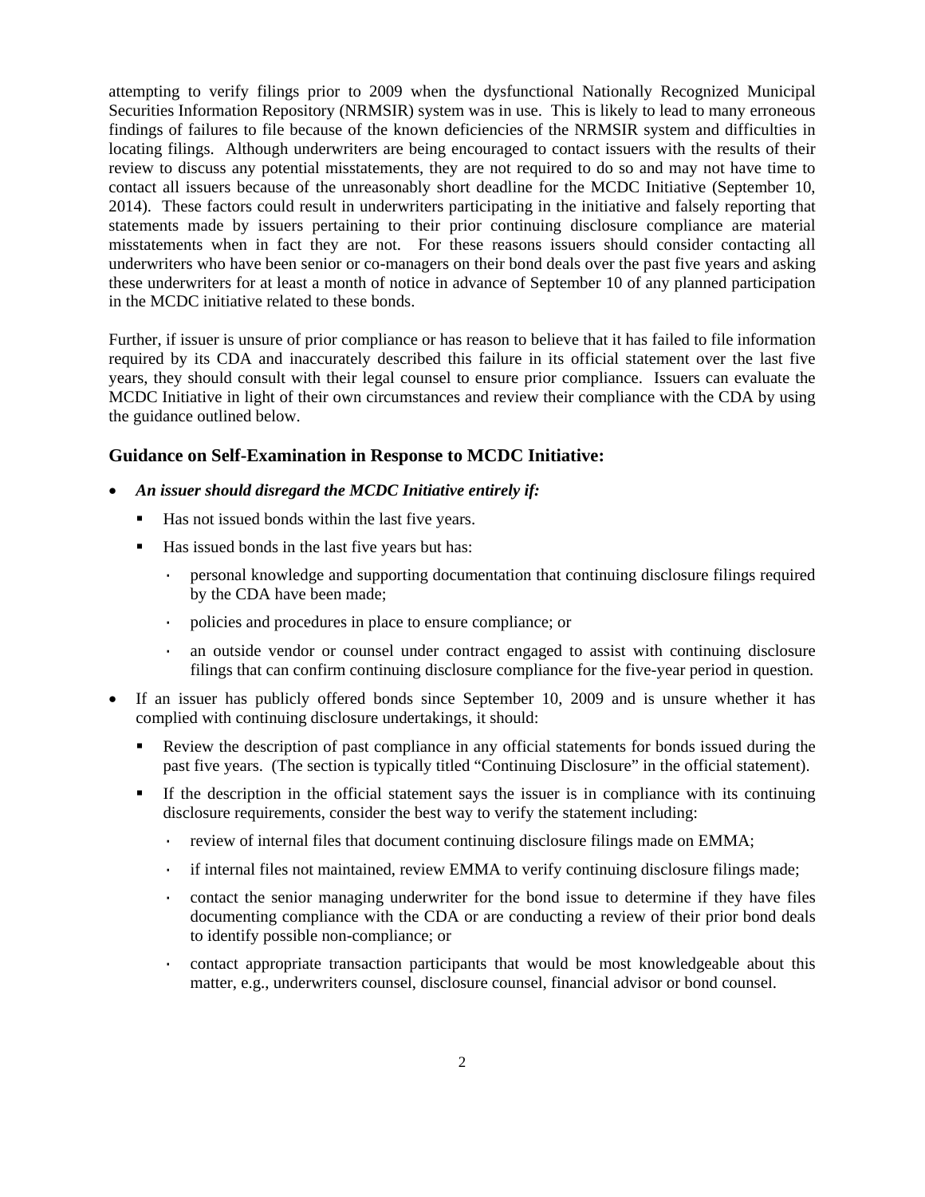attempting to verify filings prior to 2009 when the dysfunctional Nationally Recognized Municipal Securities Information Repository (NRMSIR) system was in use. This is likely to lead to many erroneous findings of failures to file because of the known deficiencies of the NRMSIR system and difficulties in locating filings. Although underwriters are being encouraged to contact issuers with the results of their review to discuss any potential misstatements, they are not required to do so and may not have time to contact all issuers because of the unreasonably short deadline for the MCDC Initiative (September 10, 2014). These factors could result in underwriters participating in the initiative and falsely reporting that statements made by issuers pertaining to their prior continuing disclosure compliance are material misstatements when in fact they are not. For these reasons issuers should consider contacting all underwriters who have been senior or co-managers on their bond deals over the past five years and asking these underwriters for at least a month of notice in advance of September 10 of any planned participation in the MCDC initiative related to these bonds.

Further, if issuer is unsure of prior compliance or has reason to believe that it has failed to file information required by its CDA and inaccurately described this failure in its official statement over the last five years, they should consult with their legal counsel to ensure prior compliance. Issuers can evaluate the MCDC Initiative in light of their own circumstances and review their compliance with the CDA by using the guidance outlined below.

### Guidance on Self-Examination in Response to MCDC Initiative:

- ***An issuer should disregard the MCDC Initiative entirely if:***
  - Has not issued bonds within the last five years.
  - Has issued bonds in the last five years but has:
    - personal knowledge and supporting documentation that continuing disclosure filings required by the CDA have been made;
    - policies and procedures in place to ensure compliance; or
    - an outside vendor or counsel under contract engaged to assist with continuing disclosure filings that can confirm continuing disclosure compliance for the five-year period in question.
- If an issuer has publicly offered bonds since September 10, 2009 and is unsure whether it has complied with continuing disclosure undertakings, it should:
  - Review the description of past compliance in any official statements for bonds issued during the past five years. (The section is typically titled "Continuing Disclosure" in the official statement).
  - If the description in the official statement says the issuer is in compliance with its continuing disclosure requirements, consider the best way to verify the statement including:
    - review of internal files that document continuing disclosure filings made on EMMA;
    - if internal files not maintained, review EMMA to verify continuing disclosure filings made;
    - contact the senior managing underwriter for the bond issue to determine if they have files documenting compliance with the CDA or are conducting a review of their prior bond deals to identify possible non-compliance; or
    - contact appropriate transaction participants that would be most knowledgeable about this matter, e.g., underwriters counsel, disclosure counsel, financial advisor or bond counsel.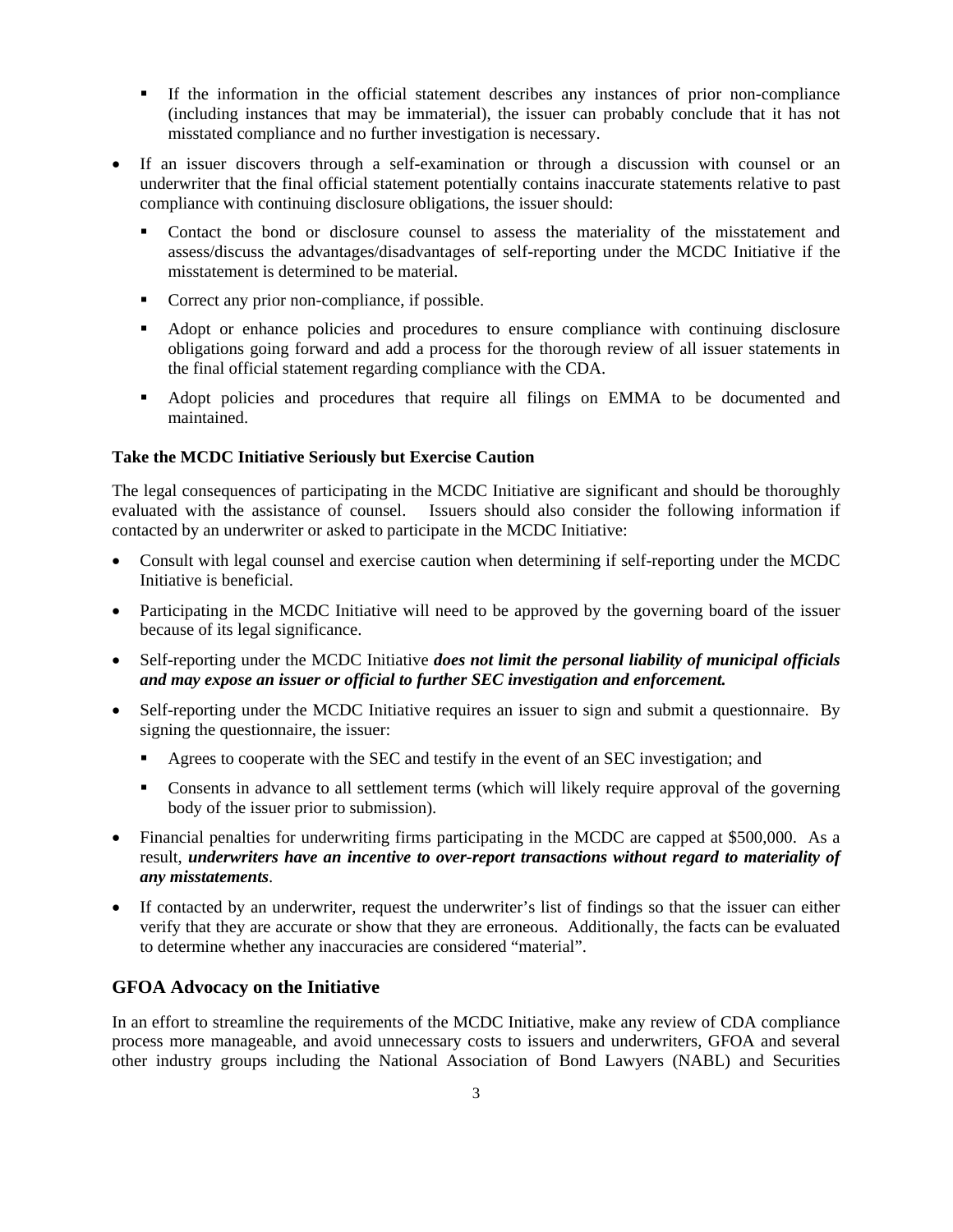- If the information in the official statement describes any instances of prior non-compliance (including instances that may be immaterial), the issuer can probably conclude that it has not misstated compliance and no further investigation is necessary.

- If an issuer discovers through a self-examination or through a discussion with counsel or an underwriter that the final official statement potentially contains inaccurate statements relative to past compliance with continuing disclosure obligations, the issuer should:
    - Contact the bond or disclosure counsel to assess the materiality of the misstatement and assess/discuss the advantages/disadvantages of self-reporting under the MCDC Initiative if the misstatement is determined to be material.
    - Correct any prior non-compliance, if possible.
    - Adopt or enhance policies and procedures to ensure compliance with continuing disclosure obligations going forward and add a process for the thorough review of all issuer statements in the final official statement regarding compliance with the CDA.
    - Adopt policies and procedures that require all filings on EMMA to be documented and maintained.

**Take the MCDC Initiative Seriously but Exercise Caution**

The legal consequences of participating in the MCDC Initiative are significant and should be thoroughly evaluated with the assistance of counsel. Issuers should also consider the following information if contacted by an underwriter or asked to participate in the MCDC Initiative:

- Consult with legal counsel and exercise caution when determining if self-reporting under the MCDC Initiative is beneficial.
- Participating in the MCDC Initiative will need to be approved by the governing board of the issuer because of its legal significance.
- Self-reporting under the MCDC Initiative ***does not limit the personal liability of municipal officials and may expose an issuer or official to further SEC investigation and enforcement.***
- Self-reporting under the MCDC Initiative requires an issuer to sign and submit a questionnaire. By signing the questionnaire, the issuer:
    - Agrees to cooperate with the SEC and testify in the event of an SEC investigation; and
    - Consents in advance to all settlement terms (which will likely require approval of the governing body of the issuer prior to submission).
- Financial penalties for underwriting firms participating in the MCDC are capped at $500,000. As a result, ***underwriters have an incentive to over-report transactions without regard to materiality of any misstatements***.
- If contacted by an underwriter, request the underwriter's list of findings so that the issuer can either verify that they are accurate or show that they are erroneous. Additionally, the facts can be evaluated to determine whether any inaccuracies are considered "material".

## GFOA Advocacy on the Initiative

In an effort to streamline the requirements of the MCDC Initiative, make any review of CDA compliance process more manageable, and avoid unnecessary costs to issuers and underwriters, GFOA and several other industry groups including the National Association of Bond Lawyers (NABL) and Securities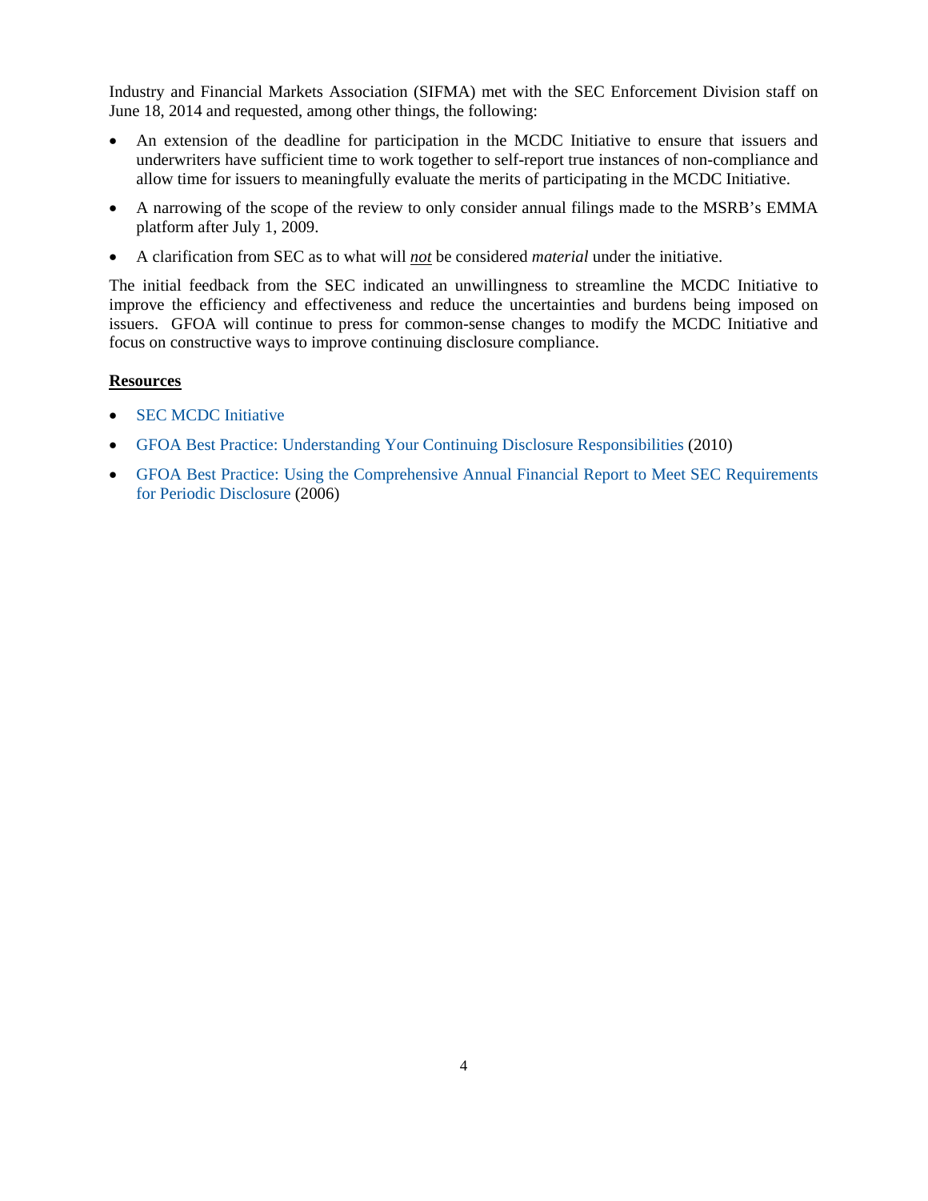Industry and Financial Markets Association (SIFMA) met with the SEC Enforcement Division staff on June 18, 2014 and requested, among other things, the following:

- An extension of the deadline for participation in the MCDC Initiative to ensure that issuers and underwriters have sufficient time to work together to self-report true instances of non-compliance and allow time for issuers to meaningfully evaluate the merits of participating in the MCDC Initiative.
- A narrowing of the scope of the review to only consider annual filings made to the MSRB's EMMA platform after July 1, 2009.
- A clarification from SEC as to what will ***not*** be considered *material* under the initiative.

The initial feedback from the SEC indicated an unwillingness to streamline the MCDC Initiative to improve the efficiency and effectiveness and reduce the uncertainties and burdens being imposed on issuers. GFOA will continue to press for common-sense changes to modify the MCDC Initiative and focus on constructive ways to improve continuing disclosure compliance.

**Resources**

- SEC MCDC Initiative
- GFOA Best Practice: Understanding Your Continuing Disclosure Responsibilities (2010)
- GFOA Best Practice: Using the Comprehensive Annual Financial Report to Meet SEC Requirements for Periodic Disclosure (2006)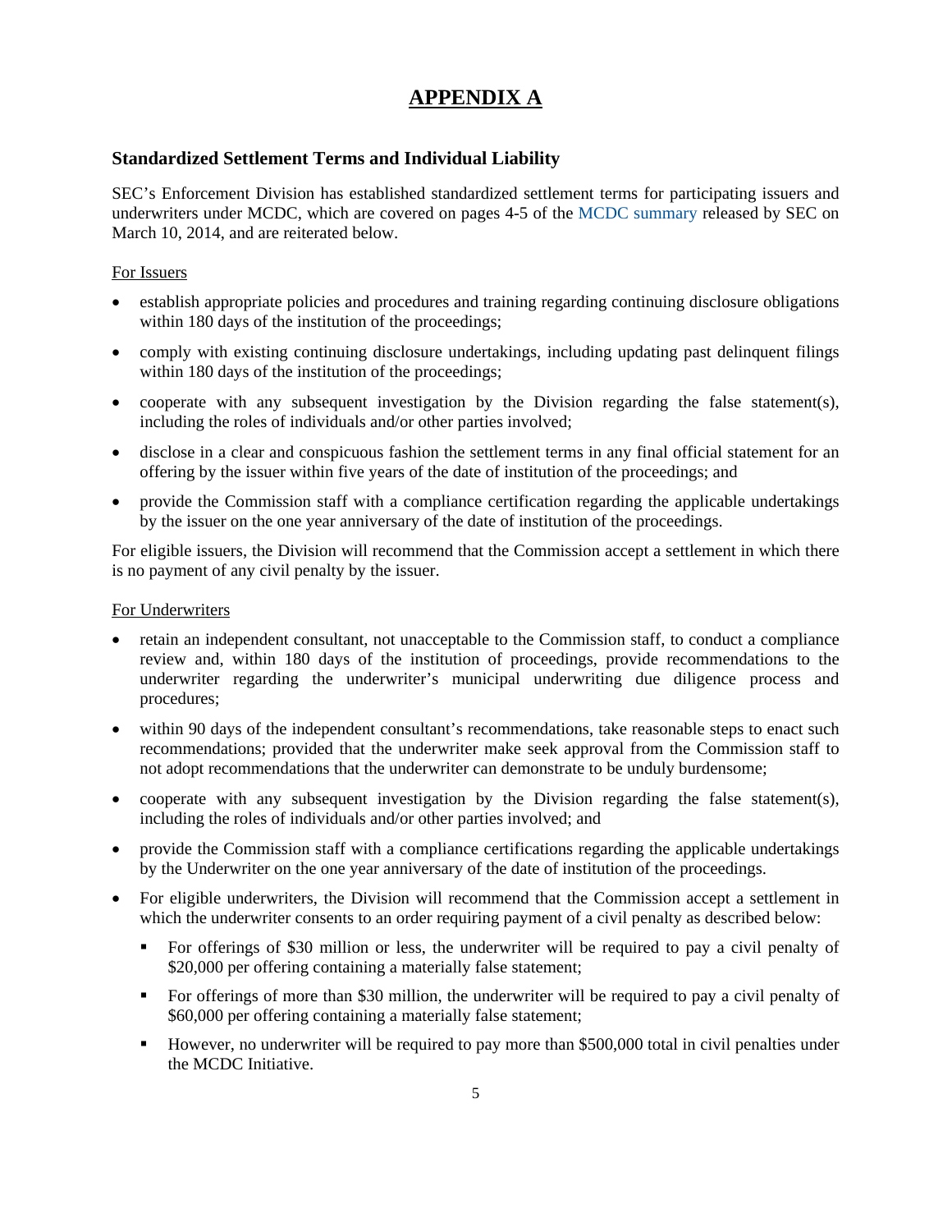# APPENDIX A

### Standardized Settlement Terms and Individual Liability

SEC's Enforcement Division has established standardized settlement terms for participating issuers and underwriters under MCDC, which are covered on pages 4-5 of the MCDC summary released by SEC on March 10, 2014, and are reiterated below.

For Issuers

- establish appropriate policies and procedures and training regarding continuing disclosure obligations within 180 days of the institution of the proceedings;
- comply with existing continuing disclosure undertakings, including updating past delinquent filings within 180 days of the institution of the proceedings;
- cooperate with any subsequent investigation by the Division regarding the false statement(s), including the roles of individuals and/or other parties involved;
- disclose in a clear and conspicuous fashion the settlement terms in any final official statement for an offering by the issuer within five years of the date of institution of the proceedings; and
- provide the Commission staff with a compliance certification regarding the applicable undertakings by the issuer on the one year anniversary of the date of institution of the proceedings.

For eligible issuers, the Division will recommend that the Commission accept a settlement in which there is no payment of any civil penalty by the issuer.

For Underwriters

- retain an independent consultant, not unacceptable to the Commission staff, to conduct a compliance review and, within 180 days of the institution of proceedings, provide recommendations to the underwriter regarding the underwriter's municipal underwriting due diligence process and procedures;
- within 90 days of the independent consultant's recommendations, take reasonable steps to enact such recommendations; provided that the underwriter make seek approval from the Commission staff to not adopt recommendations that the underwriter can demonstrate to be unduly burdensome;
- cooperate with any subsequent investigation by the Division regarding the false statement(s), including the roles of individuals and/or other parties involved; and
- provide the Commission staff with a compliance certifications regarding the applicable undertakings by the Underwriter on the one year anniversary of the date of institution of the proceedings.
- For eligible underwriters, the Division will recommend that the Commission accept a settlement in which the underwriter consents to an order requiring payment of a civil penalty as described below:
  - For offerings of $30 million or less, the underwriter will be required to pay a civil penalty of $20,000 per offering containing a materially false statement;
  - For offerings of more than $30 million, the underwriter will be required to pay a civil penalty of $60,000 per offering containing a materially false statement;
  - However, no underwriter will be required to pay more than $500,000 total in civil penalties under the MCDC Initiative.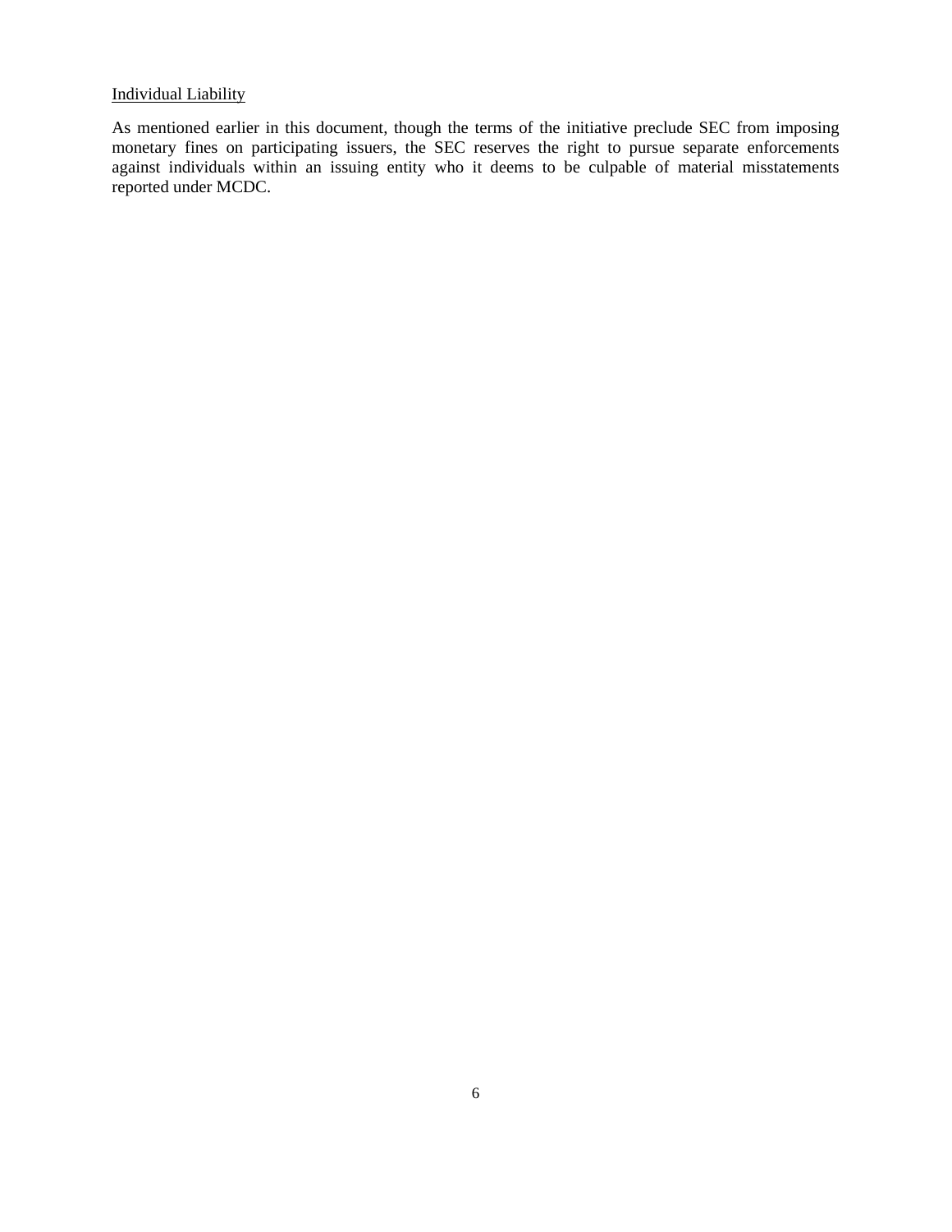<u>Individual Liability</u>

As mentioned earlier in this document, though the terms of the initiative preclude SEC from imposing monetary fines on participating issuers, the SEC reserves the right to pursue separate enforcements against individuals within an issuing entity who it deems to be culpable of material misstatements reported under MCDC.